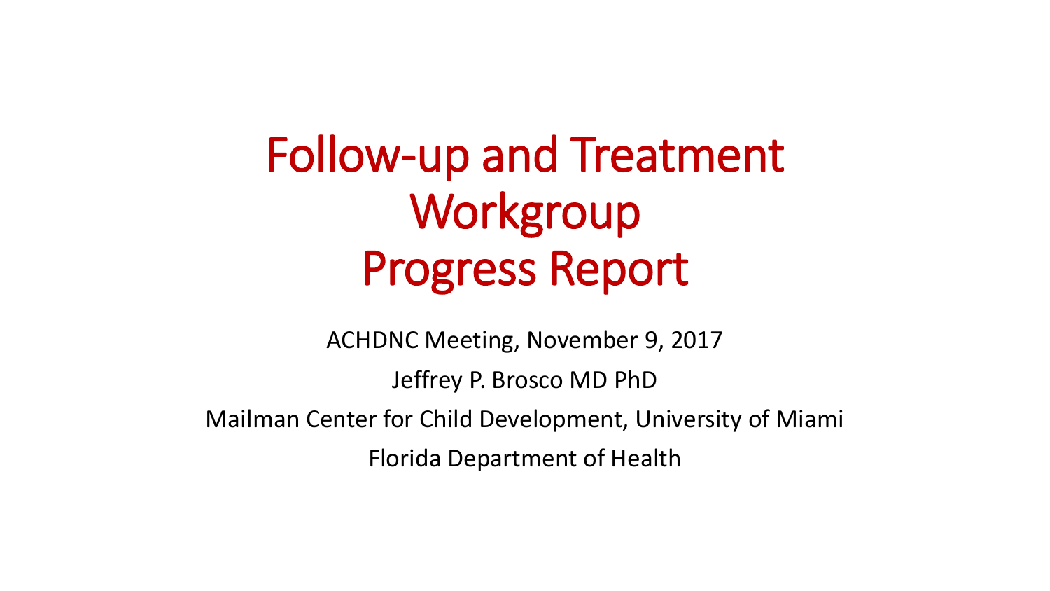# Follow-up and Treatment Workgroup Progress Report

ACHDNC Meeting, November 9, 2017

Jeffrey P. Brosco MD PhD

Mailman Center for Child Development, University of Miami

Florida Department of Health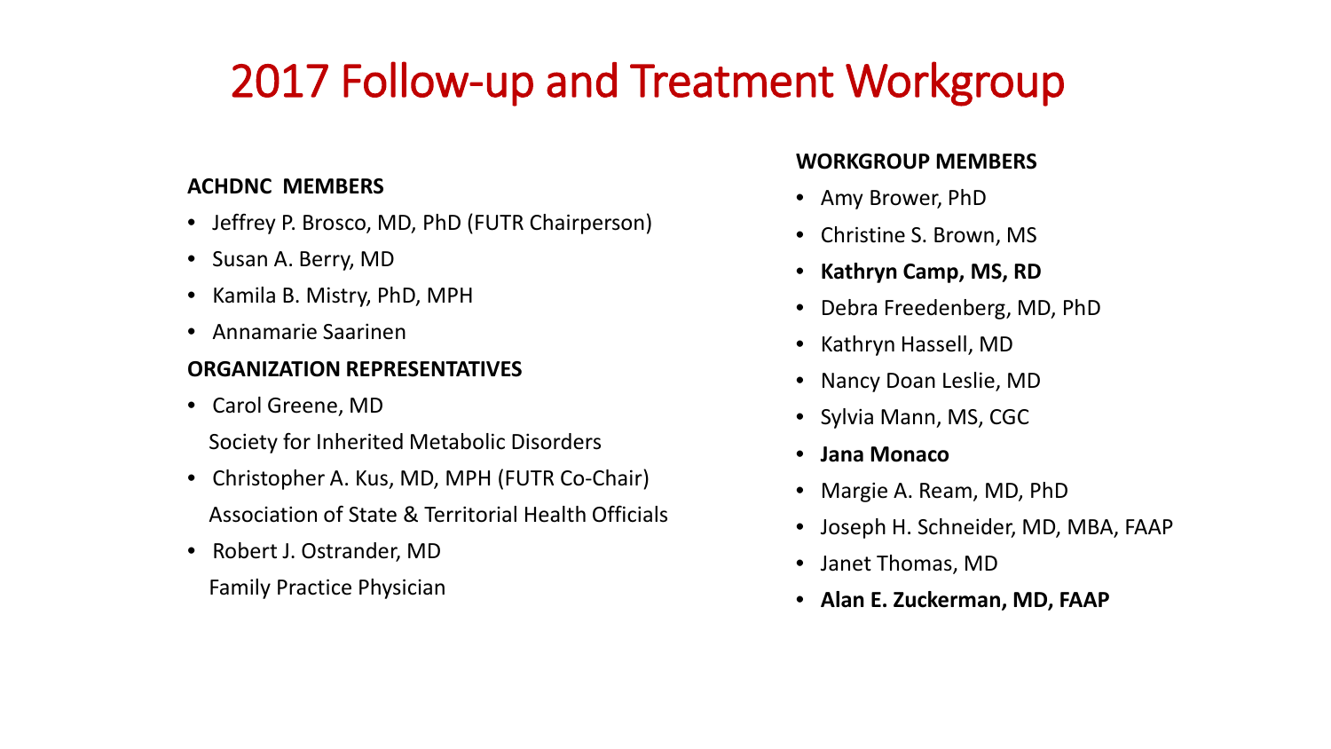# 2017 Follow-up and Treatment Workgroup

**ACHDNC MEMBERS**

- Jeffrey P. Brosco, MD, PhD (FUTR Chairperson)
- Susan A. Berry, MD
- Kamila B. Mistry, PhD, MPH
- Annamarie Saarinen

**ORGANIZATION REPRESENTATIVES**

- Carol Greene, MD
  Society for Inherited Metabolic Disorders
- Christopher A. Kus, MD, MPH (FUTR Co-Chair)
  Association of State & Territorial Health Officials
- Robert J. Ostrander, MD
  Family Practice Physician

**WORKGROUP MEMBERS**

- Amy Brower, PhD
- Christine S. Brown, MS
- **Kathryn Camp, MS, RD**
- Debra Freedenberg, MD, PhD
- Kathryn Hassell, MD
- Nancy Doan Leslie, MD
- Sylvia Mann, MS, CGC
- **Jana Monaco**
- Margie A. Ream, MD, PhD
- Joseph H. Schneider, MD, MBA, FAAP
- Janet Thomas, MD
- **Alan E. Zuckerman, MD, FAAP**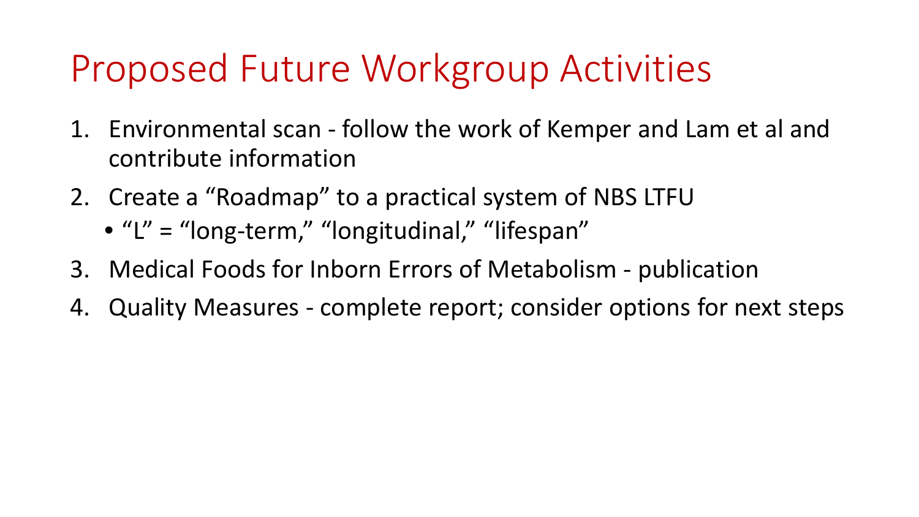# Proposed Future Workgroup Activities

1. Environmental scan - follow the work of Kemper and Lam et al and contribute information
2. Create a "Roadmap" to a practical system of NBS LTFU
   - "L" = "long-term," "longitudinal," "lifespan"
3. Medical Foods for Inborn Errors of Metabolism - publication
4. Quality Measures - complete report; consider options for next steps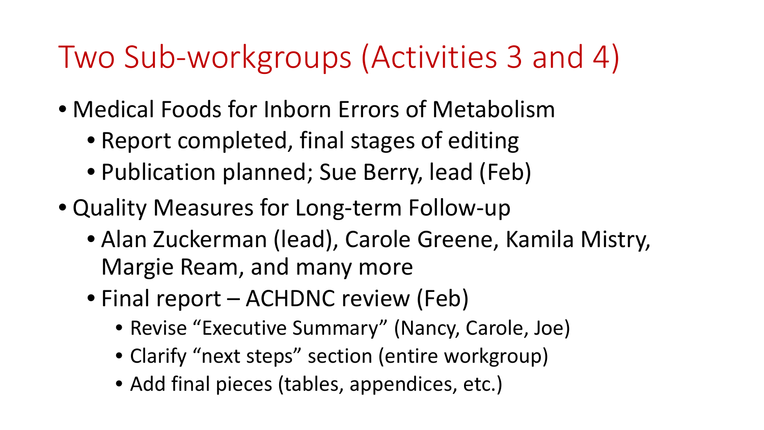# Two Sub-workgroups (Activities 3 and 4)

- Medical Foods for Inborn Errors of Metabolism
  - Report completed, final stages of editing
  - Publication planned; Sue Berry, lead (Feb)
- Quality Measures for Long-term Follow-up
  - Alan Zuckerman (lead), Carole Greene, Kamila Mistry, Margie Ream, and many more
  - Final report – ACHDNC review (Feb)
    - Revise "Executive Summary" (Nancy, Carole, Joe)
    - Clarify "next steps" section (entire workgroup)
    - Add final pieces (tables, appendices, etc.)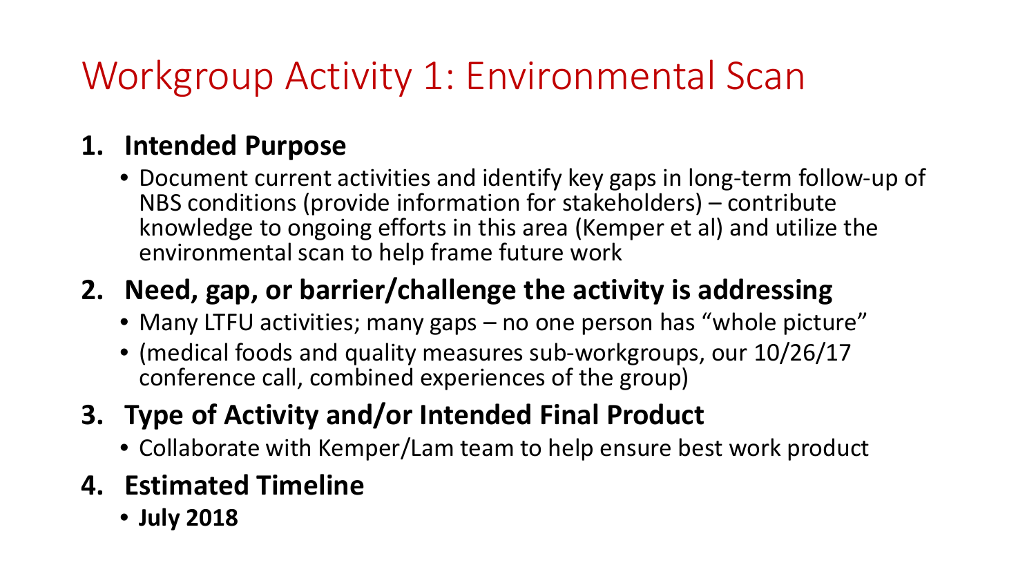# Workgroup Activity 1: Environmental Scan

1. **Intended Purpose**
   - Document current activities and identify key gaps in long-term follow-up of NBS conditions (provide information for stakeholders) – contribute knowledge to ongoing efforts in this area (Kemper et al) and utilize the environmental scan to help frame future work
2. **Need, gap, or barrier/challenge the activity is addressing**
   - Many LTFU activities; many gaps – no one person has "whole picture"
   - (medical foods and quality measures sub-workgroups, our 10/26/17 conference call, combined experiences of the group)
3. **Type of Activity and/or Intended Final Product**
   - Collaborate with Kemper/Lam team to help ensure best work product
4. **Estimated Timeline**
   - **July 2018**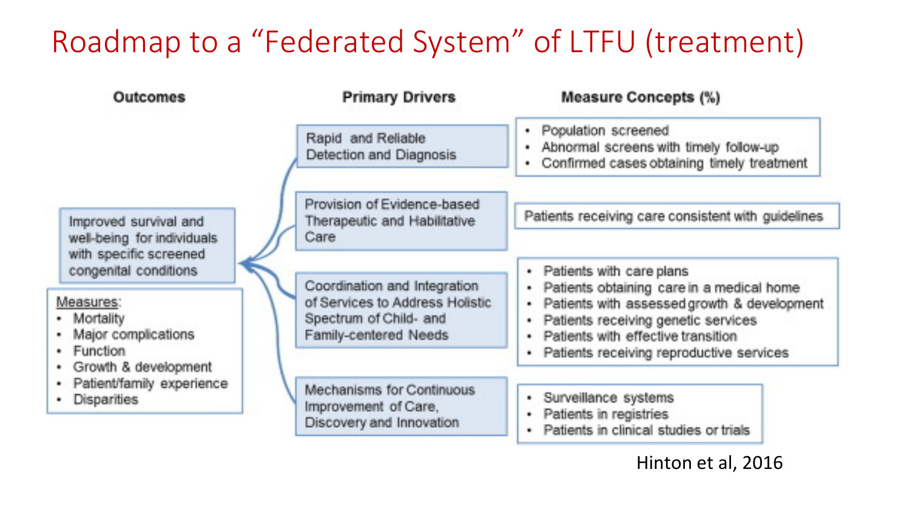# Roadmap to a "Federated System" of LTFU (treatment)

| Outcomes | Primary Drivers | Measure Concepts (%) |
|---|---|---|
| Improved survival and well-being for individuals with specific screened congenital conditions | Rapid and Reliable Detection and Diagnosis | • Population screened<br>• Abnormal screens with timely follow-up<br>• Confirmed cases obtaining timely treatment |
| | Provision of Evidence-based Therapeutic and Habilitative Care | Patients receiving care consistent with guidelines |
| | Coordination and Integration of Services to Address Holistic Spectrum of Child- and Family-centered Needs | • Patients with care plans<br>• Patients obtaining care in a medical home<br>• Patients with assessed growth & development<br>• Patients receiving genetic services<br>• Patients with effective transition<br>• Patients receiving reproductive services |
| | Mechanisms for Continuous Improvement of Care, Discovery and Innovation | • Surveillance systems<br>• Patients in registries<br>• Patients in clinical studies or trials |

Measures:

- Mortality
- Major complications
- Function
- Growth & development
- Patient/family experience
- Disparities

Hinton et al, 2016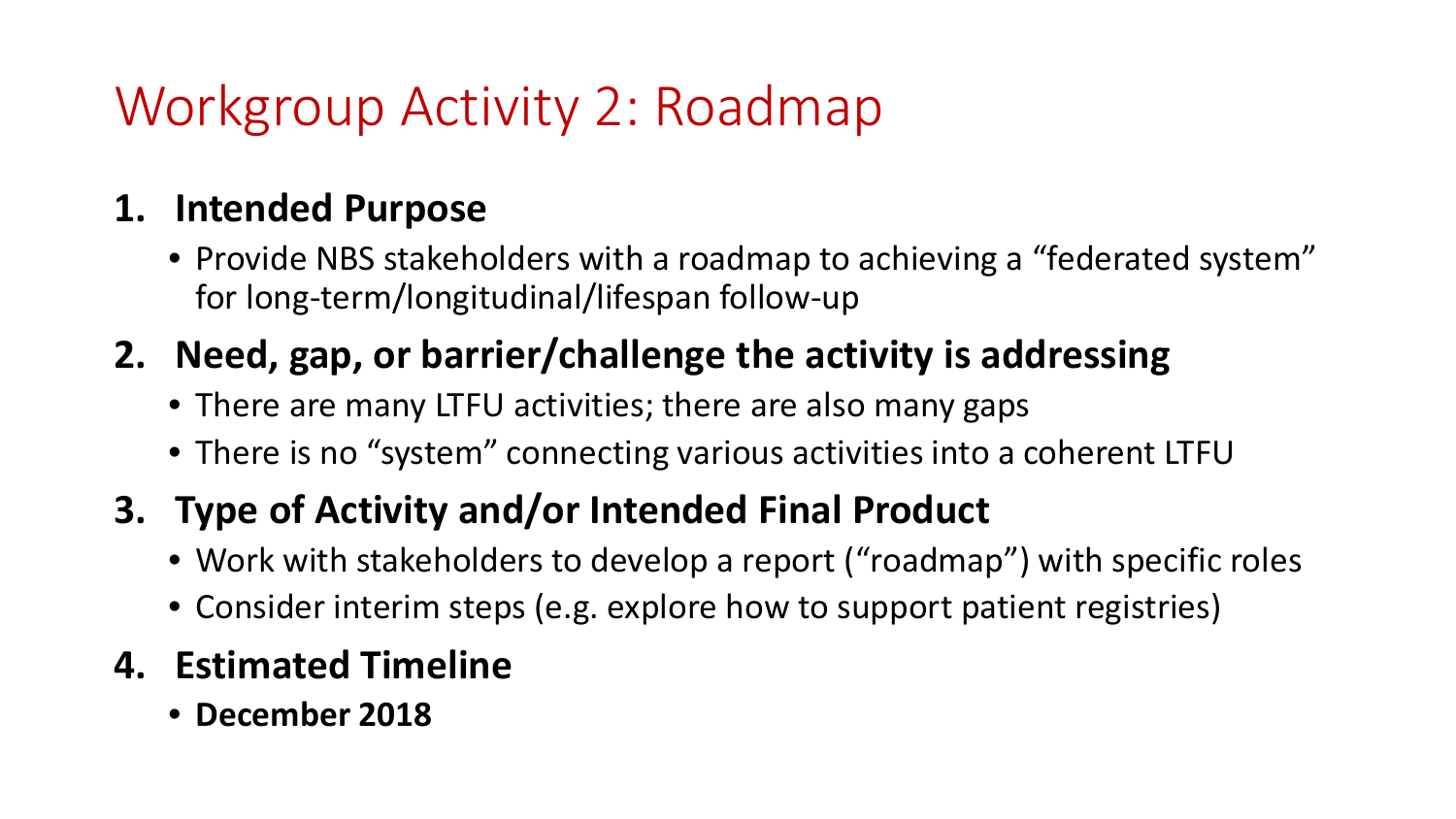# Workgroup Activity 2: Roadmap

1. **Intended Purpose**
   - Provide NBS stakeholders with a roadmap to achieving a “federated system” for long-term/longitudinal/lifespan follow-up
2. **Need, gap, or barrier/challenge the activity is addressing**
   - There are many LTFU activities; there are also many gaps
   - There is no “system” connecting various activities into a coherent LTFU
3. **Type of Activity and/or Intended Final Product**
   - Work with stakeholders to develop a report (“roadmap”) with specific roles
   - Consider interim steps (e.g. explore how to support patient registries)
4. **Estimated Timeline**
   - **December 2018**